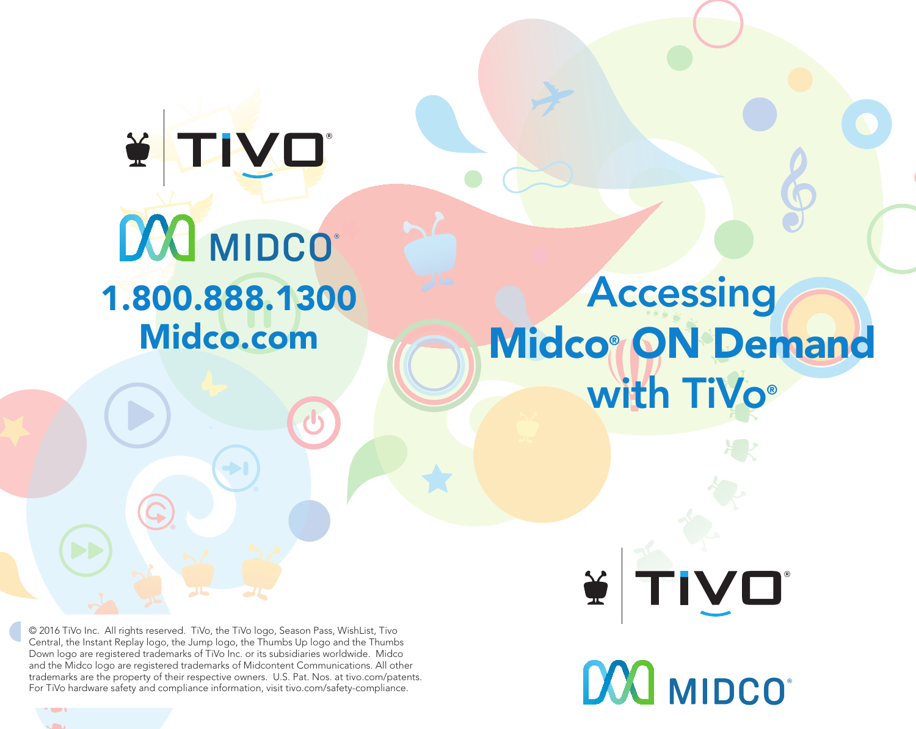TIVO®

MIDCO®

**1.800.888.1300**
**Midco.com**

# Accessing Midco® ON Demand with TiVo®

TIVO®

MIDCO®

© 2016 TiVo Inc. All rights reserved. TiVo, the TiVo logo, Season Pass, WishList, Tivo Central, the Instant Replay logo, the Jump logo, the Thumbs Up logo and the Thumbs Down logo are registered trademarks of TiVo Inc. or its subsidiaries worldwide. Midco and the Midco logo are registered trademarks of Midcontent Communications. All other trademarks are the property of their respective owners. U.S. Pat. Nos. at tivo.com/patents. For TiVo hardware safety and compliance information, visit tivo.com/safety-compliance.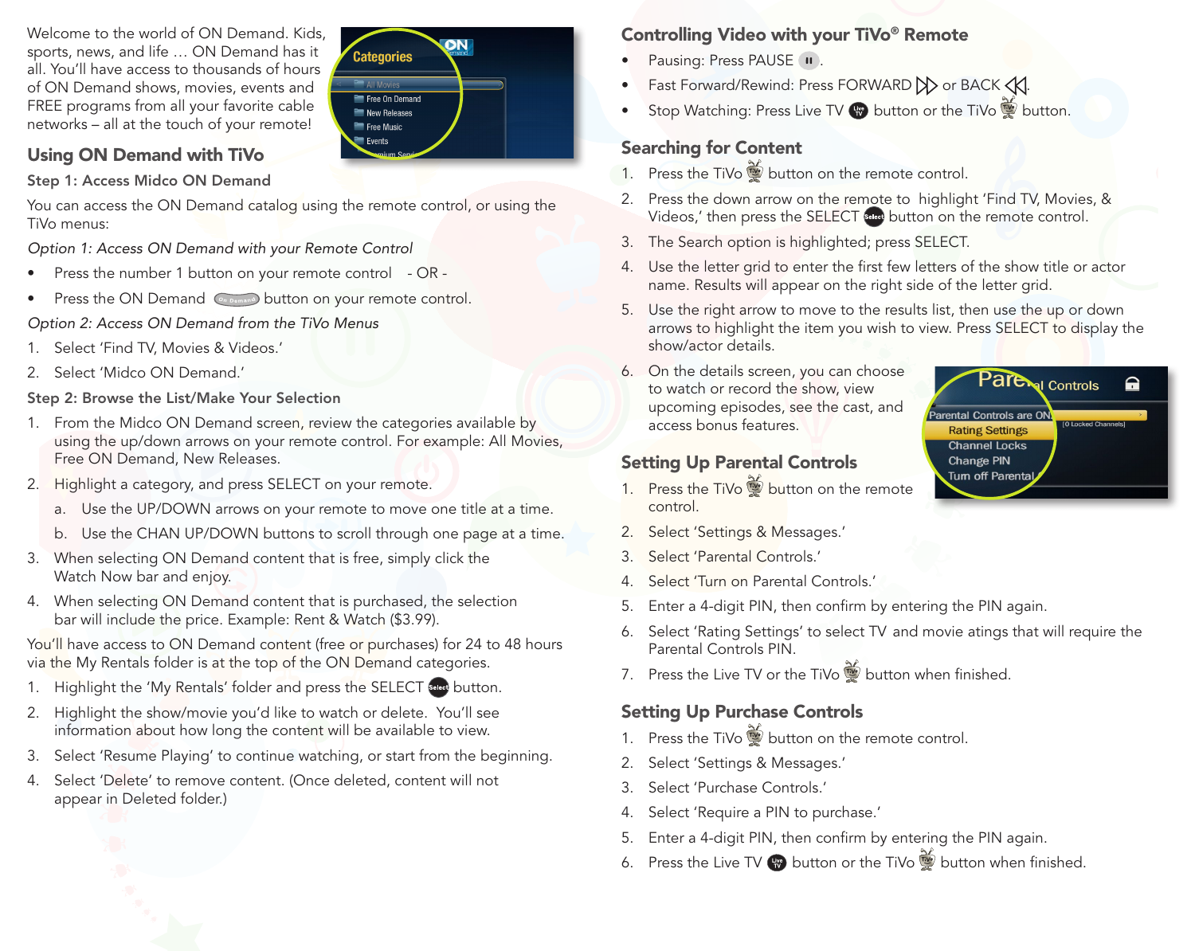Welcome to the world of ON Demand. Kids, sports, news, and life … ON Demand has it all. You'll have access to thousands of hours of ON Demand shows, movies, events and FREE programs from all your favorite cable networks – all at the touch of your remote!

## Using ON Demand with TiVo

### Step 1: Access Midco ON Demand

You can access the ON Demand catalog using the remote control, or using the TiVo menus:

*Option 1: Access ON Demand with your Remote Control*

- Press the number 1 button on your remote control - OR -
- Press the ON Demand button on your remote control.

*Option 2: Access ON Demand from the TiVo Menus*

1. Select 'Find TV, Movies & Videos.'
2. Select 'Midco ON Demand.'

### Step 2: Browse the List/Make Your Selection

1. From the Midco ON Demand screen, review the categories available by using the up/down arrows on your remote control. For example: All Movies, Free ON Demand, New Releases.
2. Highlight a category, and press SELECT on your remote.
   a. Use the UP/DOWN arrows on your remote to move one title at a time.
   b. Use the CHAN UP/DOWN buttons to scroll through one page at a time.
3. When selecting ON Demand content that is free, simply click the Watch Now bar and enjoy.
4. When selecting ON Demand content that is purchased, the selection bar will include the price. Example: Rent & Watch ($3.99).

You'll have access to ON Demand content (free or purchases) for 24 to 48 hours via the My Rentals folder is at the top of the ON Demand categories.

1. Highlight the 'My Rentals' folder and press the SELECT button.
2. Highlight the show/movie you'd like to watch or delete. You'll see information about how long the content will be available to view.
3. Select 'Resume Playing' to continue watching, or start from the beginning.
4. Select 'Delete' to remove content. (Once deleted, content will not appear in Deleted folder.)

## Controlling Video with your TiVo® Remote

- Pausing: Press PAUSE.
- Fast Forward/Rewind: Press FORWARD or BACK.
- Stop Watching: Press Live TV button or the TiVo button.

## Searching for Content

1. Press the TiVo button on the remote control.
2. Press the down arrow on the remote to highlight 'Find TV, Movies, & Videos,' then press the SELECT button on the remote control.
3. The Search option is highlighted; press SELECT.
4. Use the letter grid to enter the first few letters of the show title or actor name. Results will appear on the right side of the letter grid.
5. Use the right arrow to move to the results list, then use the up or down arrows to highlight the item you wish to view. Press SELECT to display the show/actor details.
6. On the details screen, you can choose to watch or record the show, view upcoming episodes, see the cast, and access bonus features.

## Setting Up Parental Controls

1. Press the TiVo button on the remote control.
2. Select 'Settings & Messages.'
3. Select 'Parental Controls.'
4. Select 'Turn on Parental Controls.'
5. Enter a 4-digit PIN, then confirm by entering the PIN again.
6. Select 'Rating Settings' to select TV and movie atings that will require the Parental Controls PIN.
7. Press the Live TV or the TiVo button when finished.

## Setting Up Purchase Controls

1. Press the TiVo button on the remote control.
2. Select 'Settings & Messages.'
3. Select 'Purchase Controls.'
4. Select 'Require a PIN to purchase.'
5. Enter a 4-digit PIN, then confirm by entering the PIN again.
6. Press the Live TV button or the TiVo button when finished.